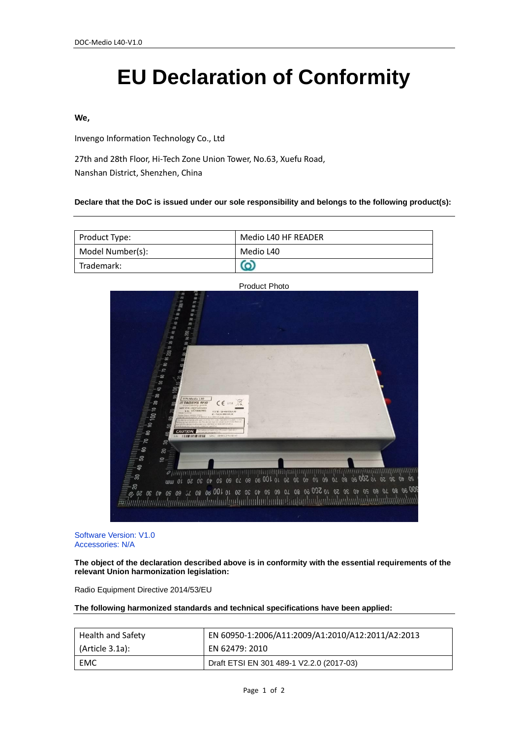# EU Declaration of Conformity

**We,**

Invengo Information Technology Co., Ltd

27th and 28th Floor, Hi-Tech Zone Union Tower, No.63, Xuefu Road,
Nanshan District, Shenzhen, China

**Declare that the DoC is issued under our sole responsibility and belongs to the following product(s):**

| Product Type: | Medio L40 HF READER |
| --- | --- |
| Model Number(s): | Medio L40 |
| Trademark: | |

Product Photo

Software Version: V1.0
Accessories: N/A

**The object of the declaration described above is in conformity with the essential requirements of the relevant Union harmonization legislation:**

Radio Equipment Directive 2014/53/EU

**The following harmonized standards and technical specifications have been applied:**

| Health and Safety (Article 3.1a): | EN 60950-1:2006/A11:2009/A1:2010/A12:2011/A2:2013<br>EN 62479: 2010 |
| --- | --- |
| EMC | Draft ETSI EN 301 489-1 V2.2.0 (2017-03) |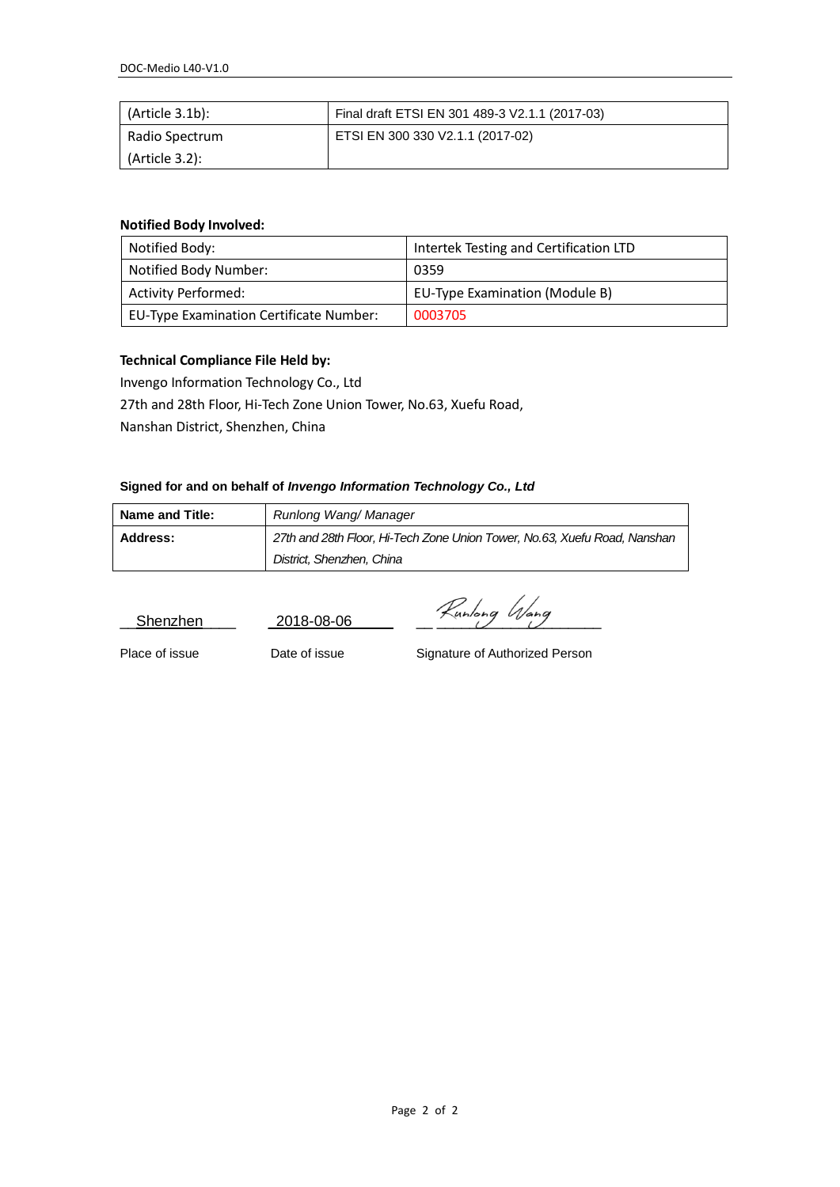| | |
|---|---|
| (Article 3.1b): | Final draft ETSI EN 301 489-3 V2.1.1 (2017-03) |
| Radio Spectrum (Article 3.2): | ETSI EN 300 330 V2.1.1 (2017-02) |

**Notified Body Involved:**

| | |
|---|---|
| Notified Body: | Intertek Testing and Certification LTD |
| Notified Body Number: | 0359 |
| Activity Performed: | EU-Type Examination (Module B) |
| EU-Type Examination Certificate Number: | 0003705 |

**Technical Compliance File Held by:**

Invengo Information Technology Co., Ltd
27th and 28th Floor, Hi-Tech Zone Union Tower, No.63, Xuefu Road,
Nanshan District, Shenzhen, China

**Signed for and on behalf of *Invengo Information Technology Co., Ltd***

| | |
|---|---|
| **Name and Title:** | *Runlong Wang/ Manager* |
| **Address:** | *27th and 28th Floor, Hi-Tech Zone Union Tower, No.63, Xuefu Road, Nanshan District, Shenzhen, China* |

| | | |
|---|---|---|
| Shenzhen | 2018-08-06 | Runlong Wang |
| Place of issue | Date of issue | Signature of Authorized Person |